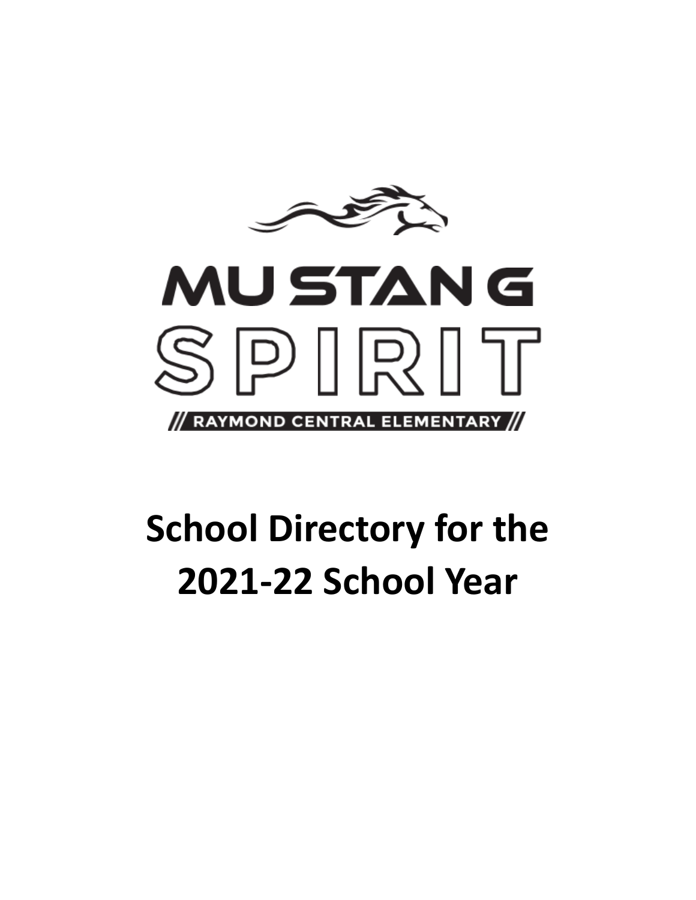MUSTANG

SPIRIT

// RAYMOND CENTRAL ELEMENTARY //

# School Directory for the 2021-22 School Year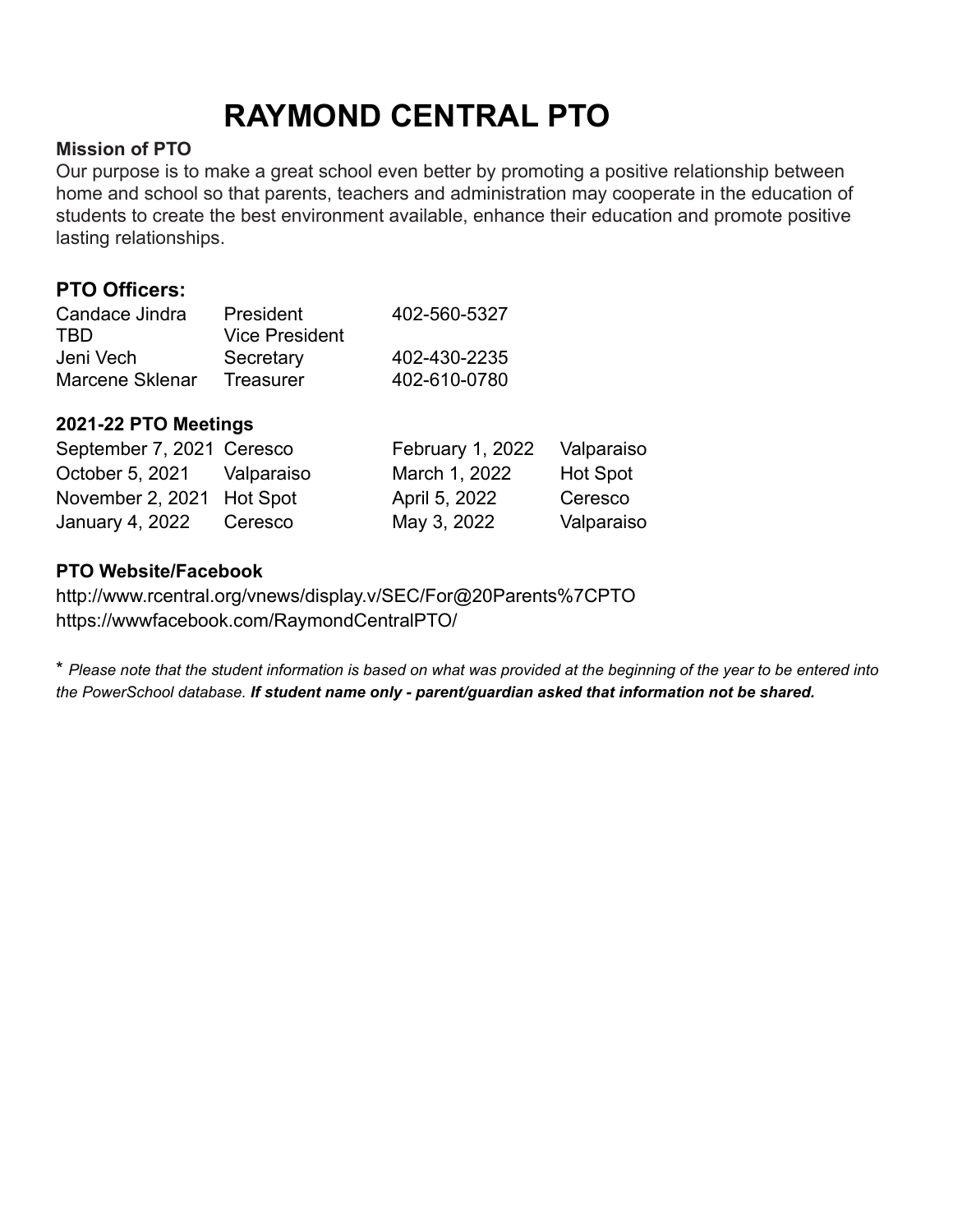# RAYMOND CENTRAL PTO

**Mission of PTO**

Our purpose is to make a great school even better by promoting a positive relationship between home and school so that parents, teachers and administration may cooperate in the education of students to create the best environment available, enhance their education and promote positive lasting relationships.

## PTO Officers:

| | | |
|---|---|---|
| Candace Jindra | President | 402-560-5327 |
| TBD | Vice President | |
| Jeni Vech | Secretary | 402-430-2235 |
| Marcene Sklenar | Treasurer | 402-610-0780 |

**2021-22 PTO Meetings**

| | | | |
|---|---|---|---|
| September 7, 2021 | Ceresco | February 1, 2022 | Valparaiso |
| October 5, 2021 | Valparaiso | March 1, 2022 | Hot Spot |
| November 2, 2021 | Hot Spot | April 5, 2022 | Ceresco |
| January 4, 2022 | Ceresco | May 3, 2022 | Valparaiso |

**PTO Website/Facebook**

http://www.rcentral.org/vnews/display.v/SEC/For@20Parents%7CPTO
https://wwwfacebook.com/RaymondCentralPTO/

* *Please note that the student information is based on what was provided at the beginning of the year to be entered into the PowerSchool database.* ***If student name only - parent/guardian asked that information not be shared.***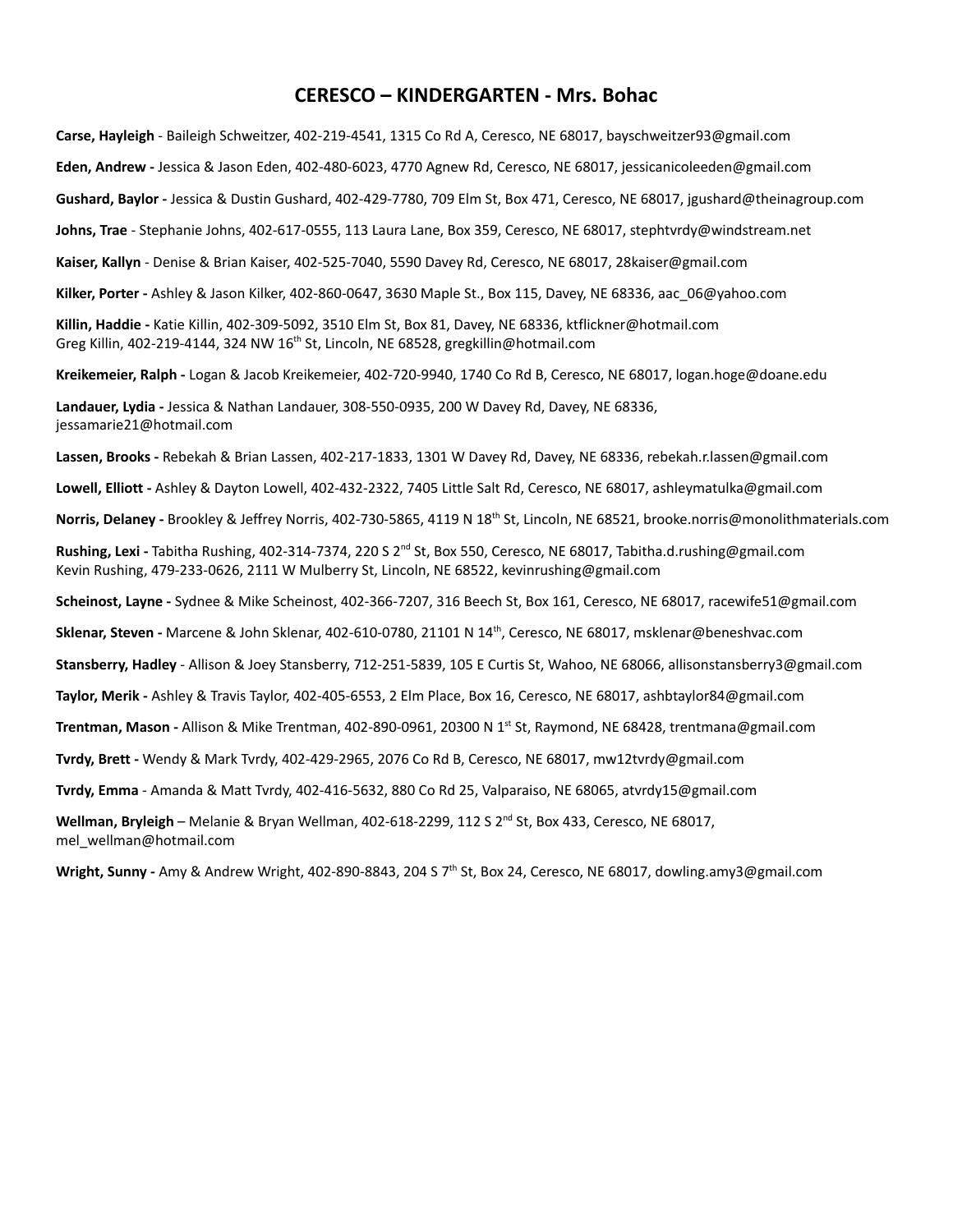## CERESCO – KINDERGARTEN - Mrs. Bohac

**Carse, Hayleigh** - Baileigh Schweitzer, 402-219-4541, 1315 Co Rd A, Ceresco, NE 68017, bayschweitzer93@gmail.com

**Eden, Andrew -** Jessica & Jason Eden, 402-480-6023, 4770 Agnew Rd, Ceresco, NE 68017, jessicanicoleeden@gmail.com

**Gushard, Baylor -** Jessica & Dustin Gushard, 402-429-7780, 709 Elm St, Box 471, Ceresco, NE 68017, jgushard@theinagroup.com

**Johns, Trae** - Stephanie Johns, 402-617-0555, 113 Laura Lane, Box 359, Ceresco, NE 68017, stephtvrdy@windstream.net

**Kaiser, Kallyn** - Denise & Brian Kaiser, 402-525-7040, 5590 Davey Rd, Ceresco, NE 68017, 28kaiser@gmail.com

**Kilker, Porter -** Ashley & Jason Kilker, 402-860-0647, 3630 Maple St., Box 115, Davey, NE 68336, aac_06@yahoo.com

**Killin, Haddie -** Katie Killin, 402-309-5092, 3510 Elm St, Box 81, Davey, NE 68336, ktflickner@hotmail.com
Greg Killin, 402-219-4144, 324 NW 16th St, Lincoln, NE 68528, gregkillin@hotmail.com

**Kreikemeier, Ralph -** Logan & Jacob Kreikemeier, 402-720-9940, 1740 Co Rd B, Ceresco, NE 68017, logan.hoge@doane.edu

**Landauer, Lydia -** Jessica & Nathan Landauer, 308-550-0935, 200 W Davey Rd, Davey, NE 68336, jessamarie21@hotmail.com

**Lassen, Brooks -** Rebekah & Brian Lassen, 402-217-1833, 1301 W Davey Rd, Davey, NE 68336, rebekah.r.lassen@gmail.com

**Lowell, Elliott -** Ashley & Dayton Lowell, 402-432-2322, 7405 Little Salt Rd, Ceresco, NE 68017, ashleymatulka@gmail.com

**Norris, Delaney -** Brookley & Jeffrey Norris, 402-730-5865, 4119 N 18th St, Lincoln, NE 68521, brooke.norris@monolithmaterials.com

**Rushing, Lexi -** Tabitha Rushing, 402-314-7374, 220 S 2nd St, Box 550, Ceresco, NE 68017, Tabitha.d.rushing@gmail.com
Kevin Rushing, 479-233-0626, 2111 W Mulberry St, Lincoln, NE 68522, kevinrushing@gmail.com

**Scheinost, Layne -** Sydnee & Mike Scheinost, 402-366-7207, 316 Beech St, Box 161, Ceresco, NE 68017, racewife51@gmail.com

**Sklenar, Steven -** Marcene & John Sklenar, 402-610-0780, 21101 N 14th, Ceresco, NE 68017, msklenar@beneshvac.com

**Stansberry, Hadley** - Allison & Joey Stansberry, 712-251-5839, 105 E Curtis St, Wahoo, NE 68066, allisonstansberry3@gmail.com

**Taylor, Merik -** Ashley & Travis Taylor, 402-405-6553, 2 Elm Place, Box 16, Ceresco, NE 68017, ashbtaylor84@gmail.com

**Trentman, Mason -** Allison & Mike Trentman, 402-890-0961, 20300 N 1st St, Raymond, NE 68428, trentmana@gmail.com

**Tvrdy, Brett -** Wendy & Mark Tvrdy, 402-429-2965, 2076 Co Rd B, Ceresco, NE 68017, mw12tvrdy@gmail.com

**Tvrdy, Emma** - Amanda & Matt Tvrdy, 402-416-5632, 880 Co Rd 25, Valparaiso, NE 68065, atvrdy15@gmail.com

**Wellman, Bryleigh** – Melanie & Bryan Wellman, 402-618-2299, 112 S 2nd St, Box 433, Ceresco, NE 68017, mel_wellman@hotmail.com

**Wright, Sunny -** Amy & Andrew Wright, 402-890-8843, 204 S 7th St, Box 24, Ceresco, NE 68017, dowling.amy3@gmail.com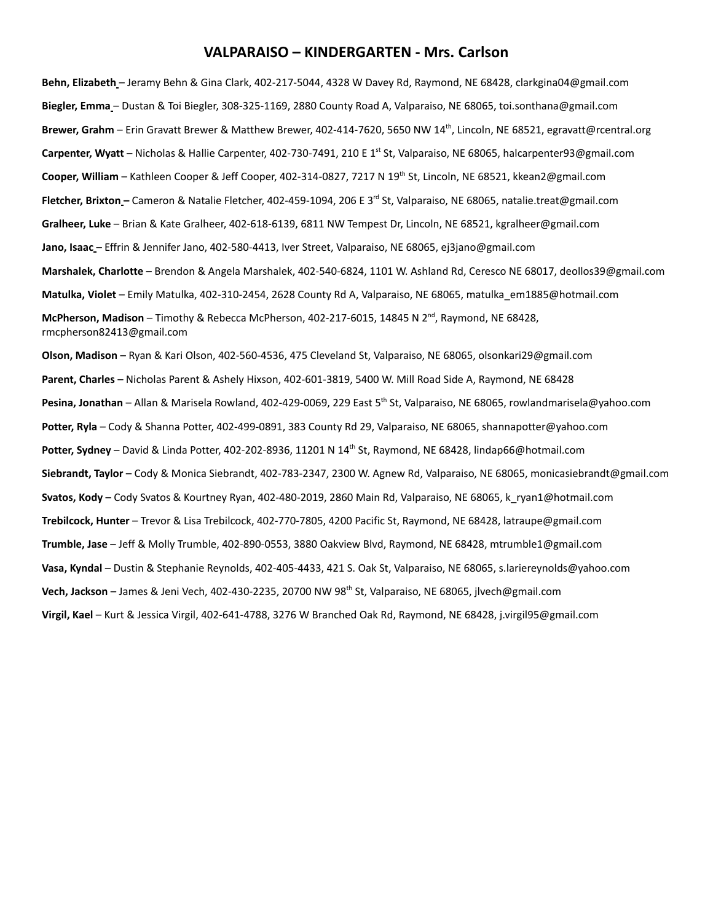# VALPARAISO – KINDERGARTEN - Mrs. Carlson

**Behn, Elizabeth** – Jeramy Behn & Gina Clark, 402-217-5044, 4328 W Davey Rd, Raymond, NE 68428, clarkgina04@gmail.com

**Biegler, Emma** – Dustan & Toi Biegler, 308-325-1169, 2880 County Road A, Valparaiso, NE 68065, toi.sonthana@gmail.com

**Brewer, Grahm** – Erin Gravatt Brewer & Matthew Brewer, 402-414-7620, 5650 NW 14th, Lincoln, NE 68521, egravatt@rcentral.org

**Carpenter, Wyatt** – Nicholas & Hallie Carpenter, 402-730-7491, 210 E 1st St, Valparaiso, NE 68065, halcarpenter93@gmail.com

**Cooper, William** – Kathleen Cooper & Jeff Cooper, 402-314-0827, 7217 N 19th St, Lincoln, NE 68521, kkean2@gmail.com

**Fletcher, Brixton** – Cameron & Natalie Fletcher, 402-459-1094, 206 E 3rd St, Valparaiso, NE 68065, natalie.treat@gmail.com

**Gralheer, Luke** – Brian & Kate Gralheer, 402-618-6139, 6811 NW Tempest Dr, Lincoln, NE 68521, kgralheer@gmail.com

**Jano, Isaac** – Effrin & Jennifer Jano, 402-580-4413, Iver Street, Valparaiso, NE 68065, ej3jano@gmail.com

**Marshalek, Charlotte** – Brendon & Angela Marshalek, 402-540-6824, 1101 W. Ashland Rd, Ceresco NE 68017, deollos39@gmail.com

**Matulka, Violet** – Emily Matulka, 402-310-2454, 2628 County Rd A, Valparaiso, NE 68065, matulka_em1885@hotmail.com

**McPherson, Madison** – Timothy & Rebecca McPherson, 402-217-6015, 14845 N 2nd, Raymond, NE 68428, rmcpherson82413@gmail.com

**Olson, Madison** – Ryan & Kari Olson, 402-560-4536, 475 Cleveland St, Valparaiso, NE 68065, olsonkari29@gmail.com

**Parent, Charles** – Nicholas Parent & Ashely Hixson, 402-601-3819, 5400 W. Mill Road Side A, Raymond, NE 68428

**Pesina, Jonathan** – Allan & Marisela Rowland, 402-429-0069, 229 East 5th St, Valparaiso, NE 68065, rowlandmarisela@yahoo.com

**Potter, Ryla** – Cody & Shanna Potter, 402-499-0891, 383 County Rd 29, Valparaiso, NE 68065, shannapotter@yahoo.com

**Potter, Sydney** – David & Linda Potter, 402-202-8936, 11201 N 14th St, Raymond, NE 68428, lindap66@hotmail.com

**Siebrandt, Taylor** – Cody & Monica Siebrandt, 402-783-2347, 2300 W. Agnew Rd, Valparaiso, NE 68065, monicasiebrandt@gmail.com

**Svatos, Kody** – Cody Svatos & Kourtney Ryan, 402-480-2019, 2860 Main Rd, Valparaiso, NE 68065, k_ryan1@hotmail.com

**Trebilcock, Hunter** – Trevor & Lisa Trebilcock, 402-770-7805, 4200 Pacific St, Raymond, NE 68428, latraupe@gmail.com

**Trumble, Jase** – Jeff & Molly Trumble, 402-890-0553, 3880 Oakview Blvd, Raymond, NE 68428, mtrumble1@gmail.com

**Vasa, Kyndal** – Dustin & Stephanie Reynolds, 402-405-4433, 421 S. Oak St, Valparaiso, NE 68065, s.lariereynolds@yahoo.com

**Vech, Jackson** – James & Jeni Vech, 402-430-2235, 20700 NW 98th St, Valparaiso, NE 68065, jlvech@gmail.com

**Virgil, Kael** – Kurt & Jessica Virgil, 402-641-4788, 3276 W Branched Oak Rd, Raymond, NE 68428, j.virgil95@gmail.com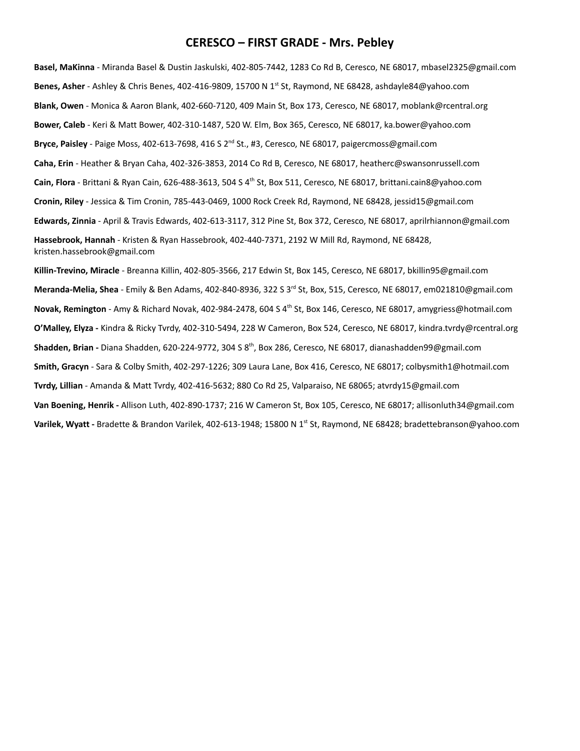# CERESCO – FIRST GRADE - Mrs. Pebley

**Basel, MaKinna** - Miranda Basel & Dustin Jaskulski, 402-805-7442, 1283 Co Rd B, Ceresco, NE 68017, mbasel2325@gmail.com

**Benes, Asher** - Ashley & Chris Benes, 402-416-9809, 15700 N 1st St, Raymond, NE 68428, ashdayle84@yahoo.com

**Blank, Owen** - Monica & Aaron Blank, 402-660-7120, 409 Main St, Box 173, Ceresco, NE 68017, moblank@rcentral.org

**Bower, Caleb** - Keri & Matt Bower, 402-310-1487, 520 W. Elm, Box 365, Ceresco, NE 68017, ka.bower@yahoo.com

**Bryce, Paisley** - Paige Moss, 402-613-7698, 416 S 2nd St., #3, Ceresco, NE 68017, paigercmoss@gmail.com

**Caha, Erin** - Heather & Bryan Caha, 402-326-3853, 2014 Co Rd B, Ceresco, NE 68017, heatherc@swansonrussell.com

**Cain, Flora** - Brittani & Ryan Cain, 626-488-3613, 504 S 4th St, Box 511, Ceresco, NE 68017, brittani.cain8@yahoo.com

**Cronin, Riley** - Jessica & Tim Cronin, 785-443-0469, 1000 Rock Creek Rd, Raymond, NE 68428, jessid15@gmail.com

**Edwards, Zinnia** - April & Travis Edwards, 402-613-3117, 312 Pine St, Box 372, Ceresco, NE 68017, aprilrhiannon@gmail.com

**Hassebrook, Hannah** - Kristen & Ryan Hassebrook, 402-440-7371, 2192 W Mill Rd, Raymond, NE 68428, kristen.hassebrook@gmail.com

**Killin-Trevino, Miracle** - Breanna Killin, 402-805-3566, 217 Edwin St, Box 145, Ceresco, NE 68017, bkillin95@gmail.com

**Meranda-Melia, Shea** - Emily & Ben Adams, 402-840-8936, 322 S 3rd St, Box, 515, Ceresco, NE 68017, em021810@gmail.com

**Novak, Remington** - Amy & Richard Novak, 402-984-2478, 604 S 4th St, Box 146, Ceresco, NE 68017, amygriess@hotmail.com

**O'Malley, Elyza -** Kindra & Ricky Tvrdy, 402-310-5494, 228 W Cameron, Box 524, Ceresco, NE 68017, kindra.tvrdy@rcentral.org

**Shadden, Brian -** Diana Shadden, 620-224-9772, 304 S 8th, Box 286, Ceresco, NE 68017, dianashadden99@gmail.com

**Smith, Gracyn** - Sara & Colby Smith, 402-297-1226; 309 Laura Lane, Box 416, Ceresco, NE 68017; colbysmith1@hotmail.com

**Tvrdy, Lillian** - Amanda & Matt Tvrdy, 402-416-5632; 880 Co Rd 25, Valparaiso, NE 68065; atvrdy15@gmail.com

**Van Boening, Henrik -** Allison Luth, 402-890-1737; 216 W Cameron St, Box 105, Ceresco, NE 68017; allisonluth34@gmail.com

**Varilek, Wyatt -** Bradette & Brandon Varilek, 402-613-1948; 15800 N 1st St, Raymond, NE 68428; bradettebranson@yahoo.com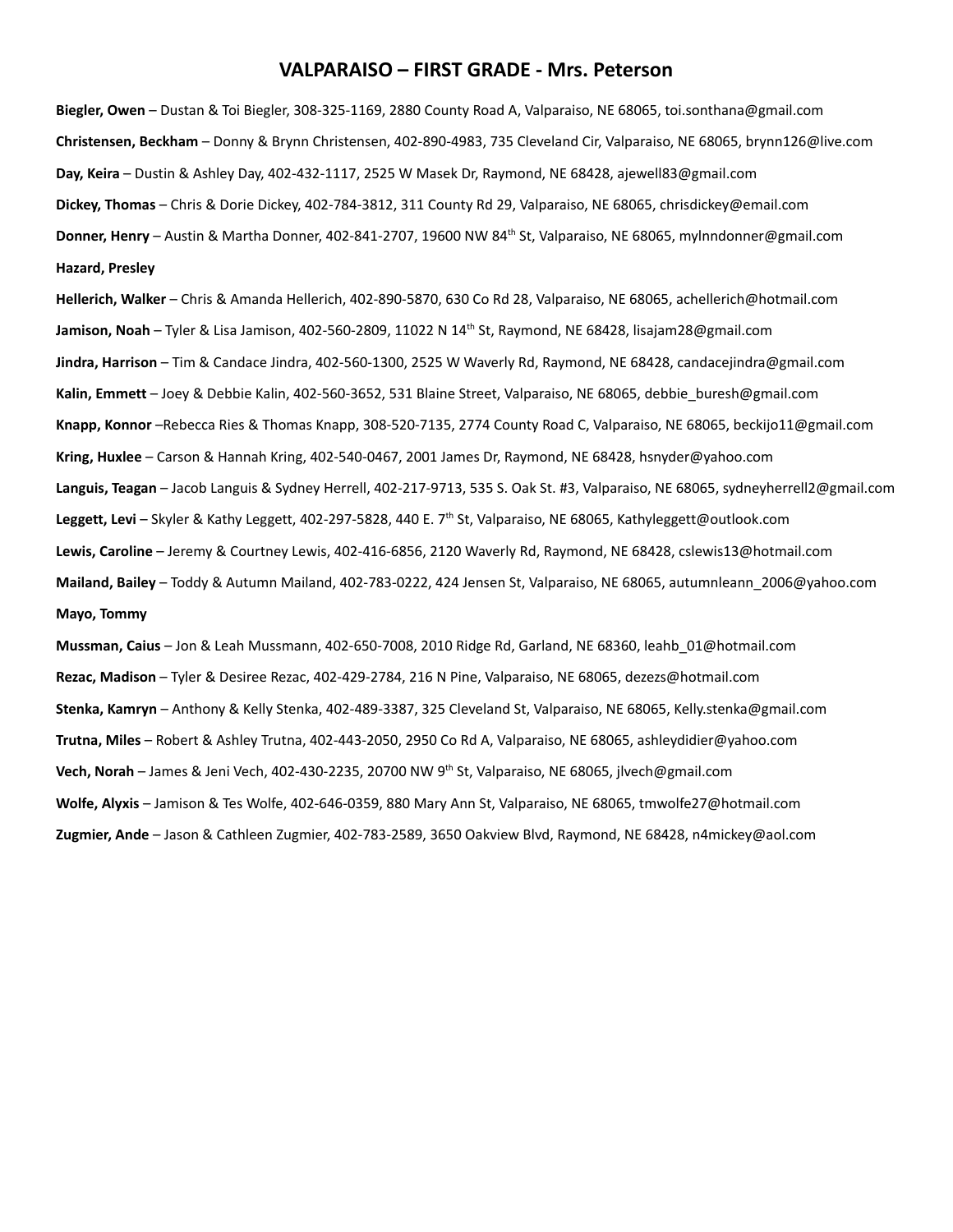# VALPARAISO – FIRST GRADE - Mrs. Peterson

**Biegler, Owen** – Dustan & Toi Biegler, 308-325-1169, 2880 County Road A, Valparaiso, NE 68065, toi.sonthana@gmail.com

**Christensen, Beckham** – Donny & Brynn Christensen, 402-890-4983, 735 Cleveland Cir, Valparaiso, NE 68065, brynn126@live.com

**Day, Keira** – Dustin & Ashley Day, 402-432-1117, 2525 W Masek Dr, Raymond, NE 68428, ajewell83@gmail.com

**Dickey, Thomas** – Chris & Dorie Dickey, 402-784-3812, 311 County Rd 29, Valparaiso, NE 68065, chrisdickey@email.com

**Donner, Henry** – Austin & Martha Donner, 402-841-2707, 19600 NW 84th St, Valparaiso, NE 68065, mylnndonner@gmail.com

**Hazard, Presley**

**Hellerich, Walker** – Chris & Amanda Hellerich, 402-890-5870, 630 Co Rd 28, Valparaiso, NE 68065, achellerich@hotmail.com

**Jamison, Noah** – Tyler & Lisa Jamison, 402-560-2809, 11022 N 14th St, Raymond, NE 68428, lisajam28@gmail.com

**Jindra, Harrison** – Tim & Candace Jindra, 402-560-1300, 2525 W Waverly Rd, Raymond, NE 68428, candacejindra@gmail.com

**Kalin, Emmett** – Joey & Debbie Kalin, 402-560-3652, 531 Blaine Street, Valparaiso, NE 68065, debbie_buresh@gmail.com

**Knapp, Konnor** –Rebecca Ries & Thomas Knapp, 308-520-7135, 2774 County Road C, Valparaiso, NE 68065, beckijo11@gmail.com

**Kring, Huxlee** – Carson & Hannah Kring, 402-540-0467, 2001 James Dr, Raymond, NE 68428, hsnyder@yahoo.com

**Languis, Teagan** – Jacob Languis & Sydney Herrell, 402-217-9713, 535 S. Oak St. #3, Valparaiso, NE 68065, sydneyherrell2@gmail.com

**Leggett, Levi** – Skyler & Kathy Leggett, 402-297-5828, 440 E. 7th St, Valparaiso, NE 68065, Kathyleggett@outlook.com

**Lewis, Caroline** – Jeremy & Courtney Lewis, 402-416-6856, 2120 Waverly Rd, Raymond, NE 68428, cslewis13@hotmail.com

**Mailand, Bailey** – Toddy & Autumn Mailand, 402-783-0222, 424 Jensen St, Valparaiso, NE 68065, autumnleann_2006@yahoo.com

**Mayo, Tommy**

**Mussman, Caius** – Jon & Leah Mussmann, 402-650-7008, 2010 Ridge Rd, Garland, NE 68360, leahb_01@hotmail.com

**Rezac, Madison** – Tyler & Desiree Rezac, 402-429-2784, 216 N Pine, Valparaiso, NE 68065, dezezs@hotmail.com

**Stenka, Kamryn** – Anthony & Kelly Stenka, 402-489-3387, 325 Cleveland St, Valparaiso, NE 68065, Kelly.stenka@gmail.com

**Trutna, Miles** – Robert & Ashley Trutna, 402-443-2050, 2950 Co Rd A, Valparaiso, NE 68065, ashleydidier@yahoo.com

**Vech, Norah** – James & Jeni Vech, 402-430-2235, 20700 NW 9th St, Valparaiso, NE 68065, jlvech@gmail.com

**Wolfe, Alyxis** – Jamison & Tes Wolfe, 402-646-0359, 880 Mary Ann St, Valparaiso, NE 68065, tmwolfe27@hotmail.com

**Zugmier, Ande** – Jason & Cathleen Zugmier, 402-783-2589, 3650 Oakview Blvd, Raymond, NE 68428, n4mickey@aol.com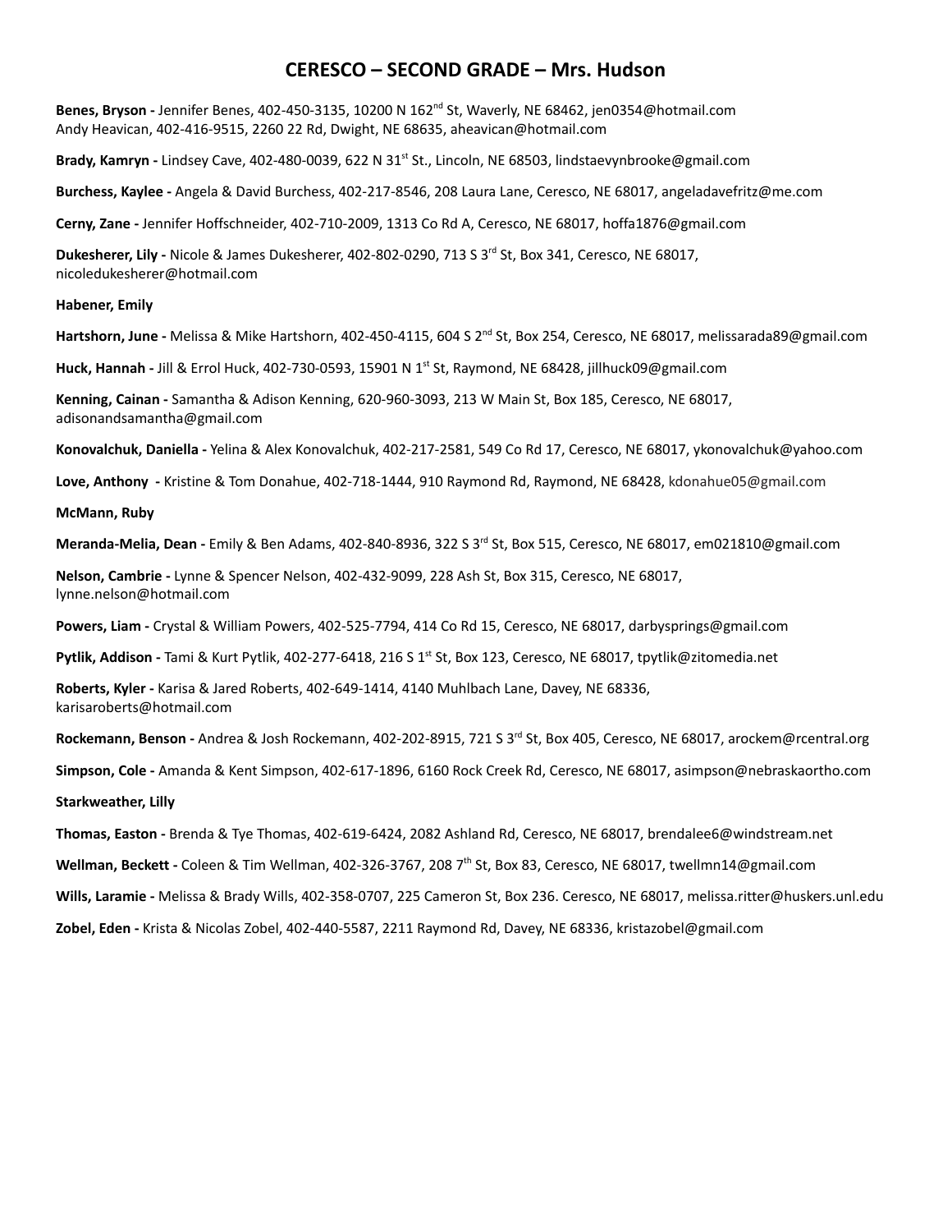# CERESCO – SECOND GRADE – Mrs. Hudson

**Benes, Bryson -** Jennifer Benes, 402-450-3135, 10200 N 162nd St, Waverly, NE 68462, jen0354@hotmail.com
Andy Heavican, 402-416-9515, 2260 22 Rd, Dwight, NE 68635, aheavican@hotmail.com

**Brady, Kamryn -** Lindsey Cave, 402-480-0039, 622 N 31st St., Lincoln, NE 68503, lindstaevynbrooke@gmail.com

**Burchess, Kaylee -** Angela & David Burchess, 402-217-8546, 208 Laura Lane, Ceresco, NE 68017, angeladavefritz@me.com

**Cerny, Zane -** Jennifer Hoffschneider, 402-710-2009, 1313 Co Rd A, Ceresco, NE 68017, hoffa1876@gmail.com

**Dukesherer, Lily -** Nicole & James Dukesherer, 402-802-0290, 713 S 3rd St, Box 341, Ceresco, NE 68017, nicoledukesherer@hotmail.com

**Habener, Emily**

**Hartshorn, June -** Melissa & Mike Hartshorn, 402-450-4115, 604 S 2nd St, Box 254, Ceresco, NE 68017, melissarada89@gmail.com

**Huck, Hannah -** Jill & Errol Huck, 402-730-0593, 15901 N 1st St, Raymond, NE 68428, jillhuck09@gmail.com

**Kenning, Cainan -** Samantha & Adison Kenning, 620-960-3093, 213 W Main St, Box 185, Ceresco, NE 68017, adisonandsamantha@gmail.com

**Konovalchuk, Daniella -** Yelina & Alex Konovalchuk, 402-217-2581, 549 Co Rd 17, Ceresco, NE 68017, ykonovalchuk@yahoo.com

**Love, Anthony -** Kristine & Tom Donahue, 402-718-1444, 910 Raymond Rd, Raymond, NE 68428, kdonahue05@gmail.com

**McMann, Ruby**

**Meranda-Melia, Dean -** Emily & Ben Adams, 402-840-8936, 322 S 3rd St, Box 515, Ceresco, NE 68017, em021810@gmail.com

**Nelson, Cambrie -** Lynne & Spencer Nelson, 402-432-9099, 228 Ash St, Box 315, Ceresco, NE 68017, lynne.nelson@hotmail.com

**Powers, Liam -** Crystal & William Powers, 402-525-7794, 414 Co Rd 15, Ceresco, NE 68017, darbysprings@gmail.com

**Pytlik, Addison -** Tami & Kurt Pytlik, 402-277-6418, 216 S 1st St, Box 123, Ceresco, NE 68017, tpytlik@zitomedia.net

**Roberts, Kyler -** Karisa & Jared Roberts, 402-649-1414, 4140 Muhlbach Lane, Davey, NE 68336, karisaroberts@hotmail.com

**Rockemann, Benson -** Andrea & Josh Rockemann, 402-202-8915, 721 S 3rd St, Box 405, Ceresco, NE 68017, arockem@rcentral.org

**Simpson, Cole -** Amanda & Kent Simpson, 402-617-1896, 6160 Rock Creek Rd, Ceresco, NE 68017, asimpson@nebraskaortho.com

**Starkweather, Lilly**

**Thomas, Easton -** Brenda & Tye Thomas, 402-619-6424, 2082 Ashland Rd, Ceresco, NE 68017, brendalee6@windstream.net

**Wellman, Beckett -** Coleen & Tim Wellman, 402-326-3767, 208 7th St, Box 83, Ceresco, NE 68017, twellmn14@gmail.com

**Wills, Laramie -** Melissa & Brady Wills, 402-358-0707, 225 Cameron St, Box 236. Ceresco, NE 68017, melissa.ritter@huskers.unl.edu

**Zobel, Eden -** Krista & Nicolas Zobel, 402-440-5587, 2211 Raymond Rd, Davey, NE 68336, kristazobel@gmail.com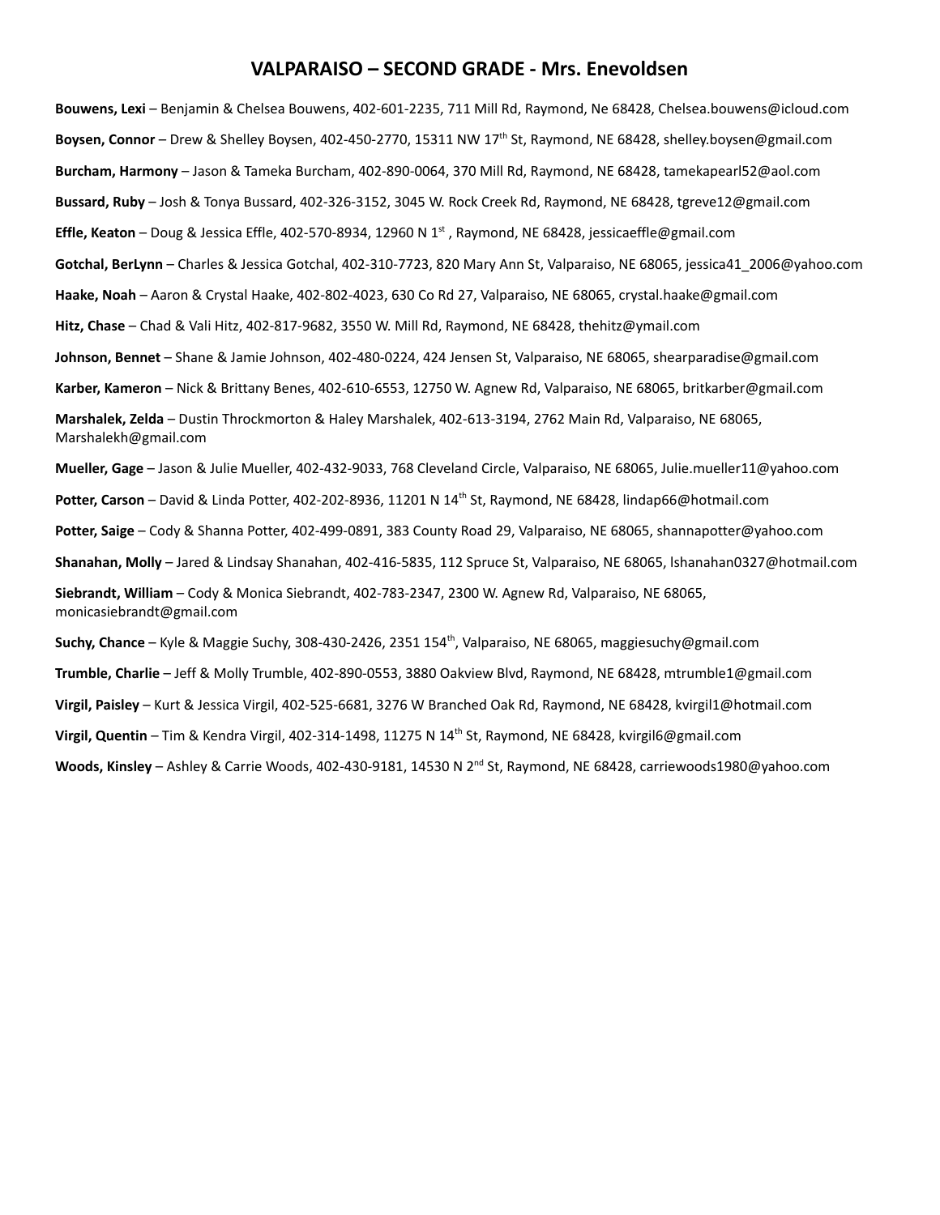# VALPARAISO – SECOND GRADE - Mrs. Enevoldsen

**Bouwens, Lexi** – Benjamin & Chelsea Bouwens, 402-601-2235, 711 Mill Rd, Raymond, Ne 68428, Chelsea.bouwens@icloud.com

**Boysen, Connor** – Drew & Shelley Boysen, 402-450-2770, 15311 NW 17th St, Raymond, NE 68428, shelley.boysen@gmail.com

**Burcham, Harmony** – Jason & Tameka Burcham, 402-890-0064, 370 Mill Rd, Raymond, NE 68428, tamekapearl52@aol.com

**Bussard, Ruby** – Josh & Tonya Bussard, 402-326-3152, 3045 W. Rock Creek Rd, Raymond, NE 68428, tgreve12@gmail.com

**Effle, Keaton** – Doug & Jessica Effle, 402-570-8934, 12960 N 1st , Raymond, NE 68428, jessicaeffle@gmail.com

**Gotchal, BerLynn** – Charles & Jessica Gotchal, 402-310-7723, 820 Mary Ann St, Valparaiso, NE 68065, jessica41_2006@yahoo.com

**Haake, Noah** – Aaron & Crystal Haake, 402-802-4023, 630 Co Rd 27, Valparaiso, NE 68065, crystal.haake@gmail.com

**Hitz, Chase** – Chad & Vali Hitz, 402-817-9682, 3550 W. Mill Rd, Raymond, NE 68428, thehitz@ymail.com

**Johnson, Bennet** – Shane & Jamie Johnson, 402-480-0224, 424 Jensen St, Valparaiso, NE 68065, shearparadise@gmail.com

**Karber, Kameron** – Nick & Brittany Benes, 402-610-6553, 12750 W. Agnew Rd, Valparaiso, NE 68065, britkarber@gmail.com

**Marshalek, Zelda** – Dustin Throckmorton & Haley Marshalek, 402-613-3194, 2762 Main Rd, Valparaiso, NE 68065, Marshalekh@gmail.com

**Mueller, Gage** – Jason & Julie Mueller, 402-432-9033, 768 Cleveland Circle, Valparaiso, NE 68065, Julie.mueller11@yahoo.com

**Potter, Carson** – David & Linda Potter, 402-202-8936, 11201 N 14th St, Raymond, NE 68428, lindap66@hotmail.com

**Potter, Saige** – Cody & Shanna Potter, 402-499-0891, 383 County Road 29, Valparaiso, NE 68065, shannapotter@yahoo.com

**Shanahan, Molly** – Jared & Lindsay Shanahan, 402-416-5835, 112 Spruce St, Valparaiso, NE 68065, lshanahan0327@hotmail.com

**Siebrandt, William** – Cody & Monica Siebrandt, 402-783-2347, 2300 W. Agnew Rd, Valparaiso, NE 68065, monicasiebrandt@gmail.com

**Suchy, Chance** – Kyle & Maggie Suchy, 308-430-2426, 2351 154th, Valparaiso, NE 68065, maggiesuchy@gmail.com

**Trumble, Charlie** – Jeff & Molly Trumble, 402-890-0553, 3880 Oakview Blvd, Raymond, NE 68428, mtrumble1@gmail.com

**Virgil, Paisley** – Kurt & Jessica Virgil, 402-525-6681, 3276 W Branched Oak Rd, Raymond, NE 68428, kvirgil1@hotmail.com

**Virgil, Quentin** – Tim & Kendra Virgil, 402-314-1498, 11275 N 14th St, Raymond, NE 68428, kvirgil6@gmail.com

**Woods, Kinsley** – Ashley & Carrie Woods, 402-430-9181, 14530 N 2nd St, Raymond, NE 68428, carriewoods1980@yahoo.com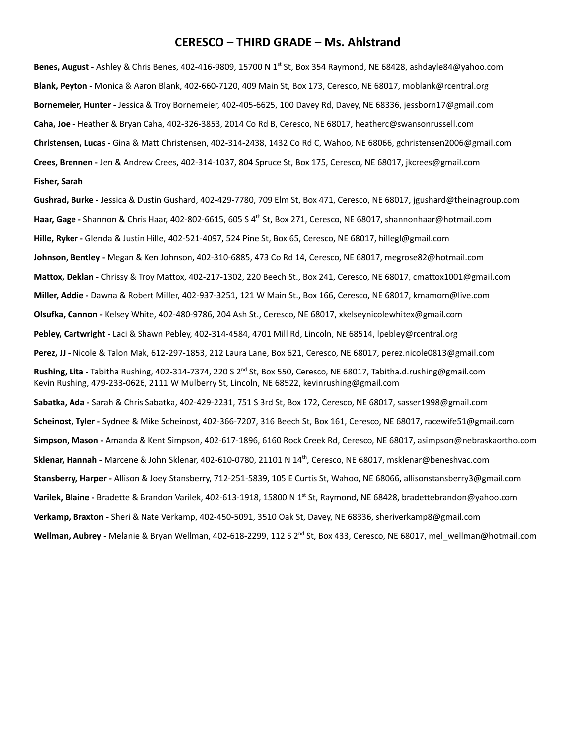# CERESCO – THIRD GRADE – Ms. Ahlstrand

**Benes, August -** Ashley & Chris Benes, 402-416-9809, 15700 N 1st St, Box 354 Raymond, NE 68428, ashdayle84@yahoo.com

**Blank, Peyton -** Monica & Aaron Blank, 402-660-7120, 409 Main St, Box 173, Ceresco, NE 68017, moblank@rcentral.org

**Bornemeier, Hunter -** Jessica & Troy Bornemeier, 402-405-6625, 100 Davey Rd, Davey, NE 68336, jessborn17@gmail.com

**Caha, Joe -** Heather & Bryan Caha, 402-326-3853, 2014 Co Rd B, Ceresco, NE 68017, heatherc@swansonrussell.com

**Christensen, Lucas -** Gina & Matt Christensen, 402-314-2438, 1432 Co Rd C, Wahoo, NE 68066, gchristensen2006@gmail.com

**Crees, Brennen -** Jen & Andrew Crees, 402-314-1037, 804 Spruce St, Box 175, Ceresco, NE 68017, jkcrees@gmail.com

**Fisher, Sarah**

**Gushrad, Burke -** Jessica & Dustin Gushard, 402-429-7780, 709 Elm St, Box 471, Ceresco, NE 68017, jgushard@theinagroup.com

**Haar, Gage -** Shannon & Chris Haar, 402-802-6615, 605 S 4th St, Box 271, Ceresco, NE 68017, shannonhaar@hotmail.com

**Hille, Ryker -** Glenda & Justin Hille, 402-521-4097, 524 Pine St, Box 65, Ceresco, NE 68017, hillegl@gmail.com

**Johnson, Bentley -** Megan & Ken Johnson, 402-310-6885, 473 Co Rd 14, Ceresco, NE 68017, megrose82@hotmail.com

**Mattox, Deklan -** Chrissy & Troy Mattox, 402-217-1302, 220 Beech St., Box 241, Ceresco, NE 68017, cmattox1001@gmail.com

**Miller, Addie -** Dawna & Robert Miller, 402-937-3251, 121 W Main St., Box 166, Ceresco, NE 68017, kmamom@live.com

**Olsufka, Cannon -** Kelsey White, 402-480-9786, 204 Ash St., Ceresco, NE 68017, xkelseynicolewhitex@gmail.com

**Pebley, Cartwright -** Laci & Shawn Pebley, 402-314-4584, 4701 Mill Rd, Lincoln, NE 68514, lpebley@rcentral.org

**Perez, JJ -** Nicole & Talon Mak, 612-297-1853, 212 Laura Lane, Box 621, Ceresco, NE 68017, perez.nicole0813@gmail.com

**Rushing, Lita -** Tabitha Rushing, 402-314-7374, 220 S 2nd St, Box 550, Ceresco, NE 68017, Tabitha.d.rushing@gmail.com
Kevin Rushing, 479-233-0626, 2111 W Mulberry St, Lincoln, NE 68522, kevinrushing@gmail.com

**Sabatka, Ada -** Sarah & Chris Sabatka, 402-429-2231, 751 S 3rd St, Box 172, Ceresco, NE 68017, sasser1998@gmail.com

**Scheinost, Tyler -** Sydnee & Mike Scheinost, 402-366-7207, 316 Beech St, Box 161, Ceresco, NE 68017, racewife51@gmail.com

**Simpson, Mason -** Amanda & Kent Simpson, 402-617-1896, 6160 Rock Creek Rd, Ceresco, NE 68017, asimpson@nebraskaortho.com

**Sklenar, Hannah -** Marcene & John Sklenar, 402-610-0780, 21101 N 14th, Ceresco, NE 68017, msklenar@beneshvac.com

**Stansberry, Harper -** Allison & Joey Stansberry, 712-251-5839, 105 E Curtis St, Wahoo, NE 68066, allisonstansberry3@gmail.com

**Varilek, Blaine -** Bradette & Brandon Varilek, 402-613-1918, 15800 N 1st St, Raymond, NE 68428, bradettebrandon@yahoo.com

**Verkamp, Braxton -** Sheri & Nate Verkamp, 402-450-5091, 3510 Oak St, Davey, NE 68336, sheriverkamp8@gmail.com

**Wellman, Aubrey -** Melanie & Bryan Wellman, 402-618-2299, 112 S 2nd St, Box 433, Ceresco, NE 68017, mel_wellman@hotmail.com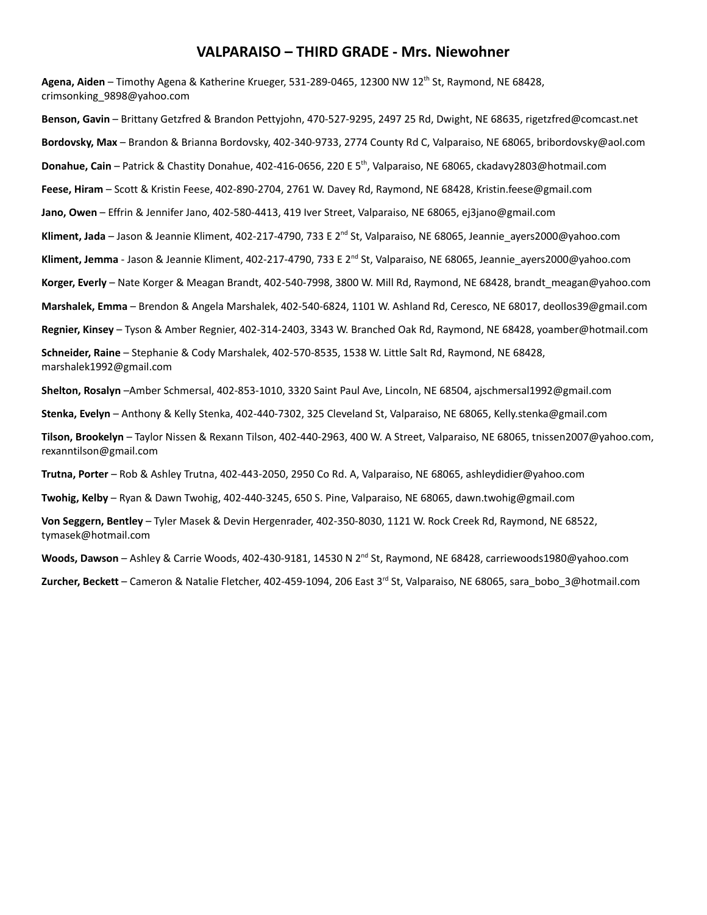# VALPARAISO – THIRD GRADE - Mrs. Niewohner

**Agena, Aiden** – Timothy Agena & Katherine Krueger, 531-289-0465, 12300 NW 12th St, Raymond, NE 68428, crimsonking_9898@yahoo.com

**Benson, Gavin** – Brittany Getzfred & Brandon Pettyjohn, 470-527-9295, 2497 25 Rd, Dwight, NE 68635, rigetzfred@comcast.net

**Bordovsky, Max** – Brandon & Brianna Bordovsky, 402-340-9733, 2774 County Rd C, Valparaiso, NE 68065, bribordovsky@aol.com

**Donahue, Cain** – Patrick & Chastity Donahue, 402-416-0656, 220 E 5th, Valparaiso, NE 68065, ckadavy2803@hotmail.com

**Feese, Hiram** – Scott & Kristin Feese, 402-890-2704, 2761 W. Davey Rd, Raymond, NE 68428, Kristin.feese@gmail.com

**Jano, Owen** – Effrin & Jennifer Jano, 402-580-4413, 419 Iver Street, Valparaiso, NE 68065, ej3jano@gmail.com

**Kliment, Jada** – Jason & Jeannie Kliment, 402-217-4790, 733 E 2nd St, Valparaiso, NE 68065, Jeannie_ayers2000@yahoo.com

**Kliment, Jemma** - Jason & Jeannie Kliment, 402-217-4790, 733 E 2nd St, Valparaiso, NE 68065, Jeannie_ayers2000@yahoo.com

**Korger, Everly** – Nate Korger & Meagan Brandt, 402-540-7998, 3800 W. Mill Rd, Raymond, NE 68428, brandt_meagan@yahoo.com

**Marshalek, Emma** – Brendon & Angela Marshalek, 402-540-6824, 1101 W. Ashland Rd, Ceresco, NE 68017, deollos39@gmail.com

**Regnier, Kinsey** – Tyson & Amber Regnier, 402-314-2403, 3343 W. Branched Oak Rd, Raymond, NE 68428, yoamber@hotmail.com

**Schneider, Raine** – Stephanie & Cody Marshalek, 402-570-8535, 1538 W. Little Salt Rd, Raymond, NE 68428, marshalek1992@gmail.com

**Shelton, Rosalyn** –Amber Schmersal, 402-853-1010, 3320 Saint Paul Ave, Lincoln, NE 68504, ajschmersal1992@gmail.com

**Stenka, Evelyn** – Anthony & Kelly Stenka, 402-440-7302, 325 Cleveland St, Valparaiso, NE 68065, Kelly.stenka@gmail.com

**Tilson, Brookelyn** – Taylor Nissen & Rexann Tilson, 402-440-2963, 400 W. A Street, Valparaiso, NE 68065, tnissen2007@yahoo.com, rexanntilson@gmail.com

**Trutna, Porter** – Rob & Ashley Trutna, 402-443-2050, 2950 Co Rd. A, Valparaiso, NE 68065, ashleydidier@yahoo.com

**Twohig, Kelby** – Ryan & Dawn Twohig, 402-440-3245, 650 S. Pine, Valparaiso, NE 68065, dawn.twohig@gmail.com

**Von Seggern, Bentley** – Tyler Masek & Devin Hergenrader, 402-350-8030, 1121 W. Rock Creek Rd, Raymond, NE 68522, tymasek@hotmail.com

**Woods, Dawson** – Ashley & Carrie Woods, 402-430-9181, 14530 N 2nd St, Raymond, NE 68428, carriewoods1980@yahoo.com

**Zurcher, Beckett** – Cameron & Natalie Fletcher, 402-459-1094, 206 East 3rd St, Valparaiso, NE 68065, sara_bobo_3@hotmail.com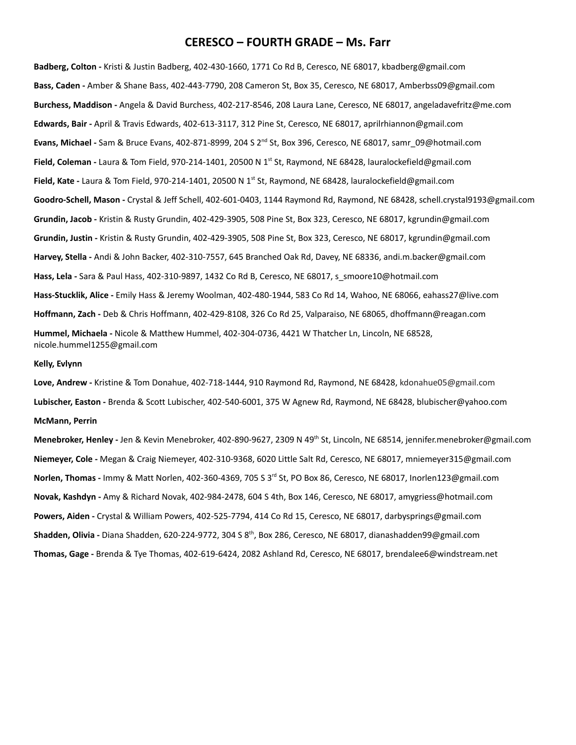# CERESCO – FOURTH GRADE – Ms. Farr

**Badberg, Colton -** Kristi & Justin Badberg, 402-430-1660, 1771 Co Rd B, Ceresco, NE 68017, kbadberg@gmail.com

**Bass, Caden -** Amber & Shane Bass, 402-443-7790, 208 Cameron St, Box 35, Ceresco, NE 68017, Amberbss09@gmail.com

**Burchess, Maddison -** Angela & David Burchess, 402-217-8546, 208 Laura Lane, Ceresco, NE 68017, angeladavefritz@me.com

**Edwards, Bair -** April & Travis Edwards, 402-613-3117, 312 Pine St, Ceresco, NE 68017, aprilrhiannon@gmail.com

**Evans, Michael -** Sam & Bruce Evans, 402-871-8999, 204 S 2nd St, Box 396, Ceresco, NE 68017, samr_09@hotmail.com

**Field, Coleman -** Laura & Tom Field, 970-214-1401, 20500 N 1st St, Raymond, NE 68428, lauralockefield@gmail.com

**Field, Kate -** Laura & Tom Field, 970-214-1401, 20500 N 1st St, Raymond, NE 68428, lauralockefield@gmail.com

**Goodro-Schell, Mason -** Crystal & Jeff Schell, 402-601-0403, 1144 Raymond Rd, Raymond, NE 68428, schell.crystal9193@gmail.com

**Grundin, Jacob -** Kristin & Rusty Grundin, 402-429-3905, 508 Pine St, Box 323, Ceresco, NE 68017, kgrundin@gmail.com

**Grundin, Justin -** Kristin & Rusty Grundin, 402-429-3905, 508 Pine St, Box 323, Ceresco, NE 68017, kgrundin@gmail.com

**Harvey, Stella -** Andi & John Backer, 402-310-7557, 645 Branched Oak Rd, Davey, NE 68336, andi.m.backer@gmail.com

**Hass, Lela -** Sara & Paul Hass, 402-310-9897, 1432 Co Rd B, Ceresco, NE 68017, s_smoore10@hotmail.com

**Hass-Stucklik, Alice -** Emily Hass & Jeremy Woolman, 402-480-1944, 583 Co Rd 14, Wahoo, NE 68066, eahass27@live.com

**Hoffmann, Zach -** Deb & Chris Hoffmann, 402-429-8108, 326 Co Rd 25, Valparaiso, NE 68065, dhoffmann@reagan.com

**Hummel, Michaela -** Nicole & Matthew Hummel, 402-304-0736, 4421 W Thatcher Ln, Lincoln, NE 68528, nicole.hummel1255@gmail.com

**Kelly, Evlynn**

**Love, Andrew -** Kristine & Tom Donahue, 402-718-1444, 910 Raymond Rd, Raymond, NE 68428, kdonahue05@gmail.com

**Lubischer, Easton -** Brenda & Scott Lubischer, 402-540-6001, 375 W Agnew Rd, Raymond, NE 68428, blubischer@yahoo.com

**McMann, Perrin**

**Menebroker, Henley -** Jen & Kevin Menebroker, 402-890-9627, 2309 N 49th St, Lincoln, NE 68514, jennifer.menebroker@gmail.com

**Niemeyer, Cole -** Megan & Craig Niemeyer, 402-310-9368, 6020 Little Salt Rd, Ceresco, NE 68017, mniemeyer315@gmail.com

**Norlen, Thomas -** Immy & Matt Norlen, 402-360-4369, 705 S 3rd St, PO Box 86, Ceresco, NE 68017, Inorlen123@gmail.com

**Novak, Kashdyn -** Amy & Richard Novak, 402-984-2478, 604 S 4th, Box 146, Ceresco, NE 68017, amygriess@hotmail.com

**Powers, Aiden -** Crystal & William Powers, 402-525-7794, 414 Co Rd 15, Ceresco, NE 68017, darbysprings@gmail.com

**Shadden, Olivia -** Diana Shadden, 620-224-9772, 304 S 8th, Box 286, Ceresco, NE 68017, dianashadden99@gmail.com

**Thomas, Gage -** Brenda & Tye Thomas, 402-619-6424, 2082 Ashland Rd, Ceresco, NE 68017, brendalee6@windstream.net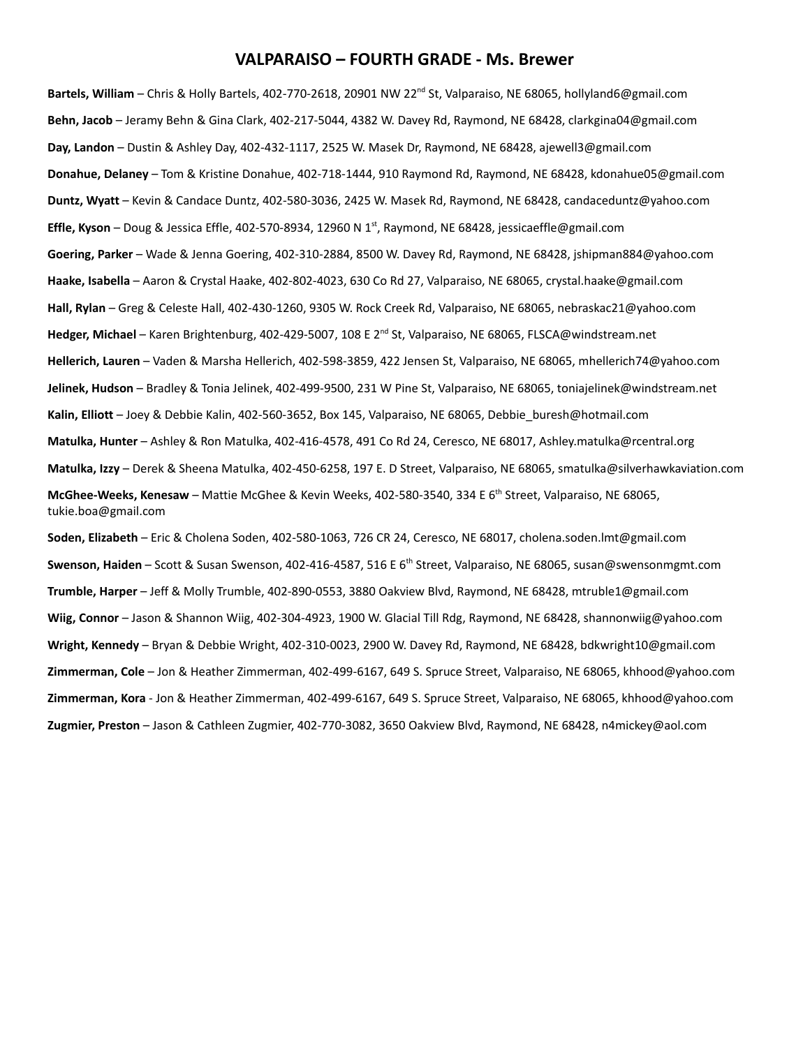# VALPARAISO – FOURTH GRADE - Ms. Brewer

**Bartels, William** – Chris & Holly Bartels, 402-770-2618, 20901 NW 22nd St, Valparaiso, NE 68065, hollyland6@gmail.com

**Behn, Jacob** – Jeramy Behn & Gina Clark, 402-217-5044, 4382 W. Davey Rd, Raymond, NE 68428, clarkgina04@gmail.com

**Day, Landon** – Dustin & Ashley Day, 402-432-1117, 2525 W. Masek Dr, Raymond, NE 68428, ajewell3@gmail.com

**Donahue, Delaney** – Tom & Kristine Donahue, 402-718-1444, 910 Raymond Rd, Raymond, NE 68428, kdonahue05@gmail.com

**Duntz, Wyatt** – Kevin & Candace Duntz, 402-580-3036, 2425 W. Masek Rd, Raymond, NE 68428, candaceduntz@yahoo.com

**Effle, Kyson** – Doug & Jessica Effle, 402-570-8934, 12960 N 1st, Raymond, NE 68428, jessicaeffle@gmail.com

**Goering, Parker** – Wade & Jenna Goering, 402-310-2884, 8500 W. Davey Rd, Raymond, NE 68428, jshipman884@yahoo.com

**Haake, Isabella** – Aaron & Crystal Haake, 402-802-4023, 630 Co Rd 27, Valparaiso, NE 68065, crystal.haake@gmail.com

**Hall, Rylan** – Greg & Celeste Hall, 402-430-1260, 9305 W. Rock Creek Rd, Valparaiso, NE 68065, nebraskac21@yahoo.com

**Hedger, Michael** – Karen Brightenburg, 402-429-5007, 108 E 2nd St, Valparaiso, NE 68065, FLSCA@windstream.net

**Hellerich, Lauren** – Vaden & Marsha Hellerich, 402-598-3859, 422 Jensen St, Valparaiso, NE 68065, mhellerich74@yahoo.com

**Jelinek, Hudson** – Bradley & Tonia Jelinek, 402-499-9500, 231 W Pine St, Valparaiso, NE 68065, toniajelinek@windstream.net

**Kalin, Elliott** – Joey & Debbie Kalin, 402-560-3652, Box 145, Valparaiso, NE 68065, Debbie_buresh@hotmail.com

**Matulka, Hunter** – Ashley & Ron Matulka, 402-416-4578, 491 Co Rd 24, Ceresco, NE 68017, Ashley.matulka@rcentral.org

**Matulka, Izzy** – Derek & Sheena Matulka, 402-450-6258, 197 E. D Street, Valparaiso, NE 68065, smatulka@silverhawkaviation.com

**McGhee-Weeks, Kenesaw** – Mattie McGhee & Kevin Weeks, 402-580-3540, 334 E 6th Street, Valparaiso, NE 68065, tukie.boa@gmail.com

**Soden, Elizabeth** – Eric & Cholena Soden, 402-580-1063, 726 CR 24, Ceresco, NE 68017, cholena.soden.lmt@gmail.com

**Swenson, Haiden** – Scott & Susan Swenson, 402-416-4587, 516 E 6th Street, Valparaiso, NE 68065, susan@swensonmgmt.com

**Trumble, Harper** – Jeff & Molly Trumble, 402-890-0553, 3880 Oakview Blvd, Raymond, NE 68428, mtruble1@gmail.com

**Wiig, Connor** – Jason & Shannon Wiig, 402-304-4923, 1900 W. Glacial Till Rdg, Raymond, NE 68428, shannonwiig@yahoo.com

**Wright, Kennedy** – Bryan & Debbie Wright, 402-310-0023, 2900 W. Davey Rd, Raymond, NE 68428, bdkwright10@gmail.com

**Zimmerman, Cole** – Jon & Heather Zimmerman, 402-499-6167, 649 S. Spruce Street, Valparaiso, NE 68065, khhood@yahoo.com

**Zimmerman, Kora** - Jon & Heather Zimmerman, 402-499-6167, 649 S. Spruce Street, Valparaiso, NE 68065, khhood@yahoo.com

**Zugmier, Preston** – Jason & Cathleen Zugmier, 402-770-3082, 3650 Oakview Blvd, Raymond, NE 68428, n4mickey@aol.com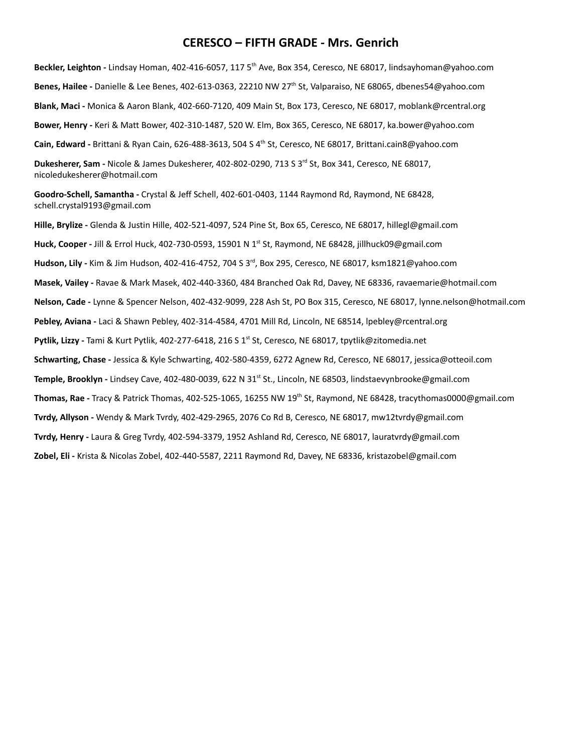# CERESCO – FIFTH GRADE - Mrs. Genrich

**Beckler, Leighton -** Lindsay Homan, 402-416-6057, 117 5th Ave, Box 354, Ceresco, NE 68017, lindsayhoman@yahoo.com

**Benes, Hailee -** Danielle & Lee Benes, 402-613-0363, 22210 NW 27th St, Valparaiso, NE 68065, dbenes54@yahoo.com

**Blank, Maci -** Monica & Aaron Blank, 402-660-7120, 409 Main St, Box 173, Ceresco, NE 68017, moblank@rcentral.org

**Bower, Henry -** Keri & Matt Bower, 402-310-1487, 520 W. Elm, Box 365, Ceresco, NE 68017, ka.bower@yahoo.com

**Cain, Edward -** Brittani & Ryan Cain, 626-488-3613, 504 S 4th St, Ceresco, NE 68017, Brittani.cain8@yahoo.com

**Dukesherer, Sam -** Nicole & James Dukesherer, 402-802-0290, 713 S 3rd St, Box 341, Ceresco, NE 68017, nicoledukesherer@hotmail.com

**Goodro-Schell, Samantha -** Crystal & Jeff Schell, 402-601-0403, 1144 Raymond Rd, Raymond, NE 68428, schell.crystal9193@gmail.com

**Hille, Brylize -** Glenda & Justin Hille, 402-521-4097, 524 Pine St, Box 65, Ceresco, NE 68017, hillegl@gmail.com

**Huck, Cooper -** Jill & Errol Huck, 402-730-0593, 15901 N 1st St, Raymond, NE 68428, jillhuck09@gmail.com

**Hudson, Lily -** Kim & Jim Hudson, 402-416-4752, 704 S 3rd, Box 295, Ceresco, NE 68017, ksm1821@yahoo.com

**Masek, Vailey -** Ravae & Mark Masek, 402-440-3360, 484 Branched Oak Rd, Davey, NE 68336, ravaemarie@hotmail.com

**Nelson, Cade -** Lynne & Spencer Nelson, 402-432-9099, 228 Ash St, PO Box 315, Ceresco, NE 68017, lynne.nelson@hotmail.com

**Pebley, Aviana -** Laci & Shawn Pebley, 402-314-4584, 4701 Mill Rd, Lincoln, NE 68514, lpebley@rcentral.org

**Pytlik, Lizzy -** Tami & Kurt Pytlik, 402-277-6418, 216 S 1st St, Ceresco, NE 68017, tpytlik@zitomedia.net

**Schwarting, Chase -** Jessica & Kyle Schwarting, 402-580-4359, 6272 Agnew Rd, Ceresco, NE 68017, jessica@otteoil.com

**Temple, Brooklyn -** Lindsey Cave, 402-480-0039, 622 N 31st St., Lincoln, NE 68503, lindstaevynbrooke@gmail.com

**Thomas, Rae -** Tracy & Patrick Thomas, 402-525-1065, 16255 NW 19th St, Raymond, NE 68428, tracythomas0000@gmail.com

**Tvrdy, Allyson -** Wendy & Mark Tvrdy, 402-429-2965, 2076 Co Rd B, Ceresco, NE 68017, mw12tvrdy@gmail.com

**Tvrdy, Henry -** Laura & Greg Tvrdy, 402-594-3379, 1952 Ashland Rd, Ceresco, NE 68017, lauratvrdy@gmail.com

**Zobel, Eli -** Krista & Nicolas Zobel, 402-440-5587, 2211 Raymond Rd, Davey, NE 68336, kristazobel@gmail.com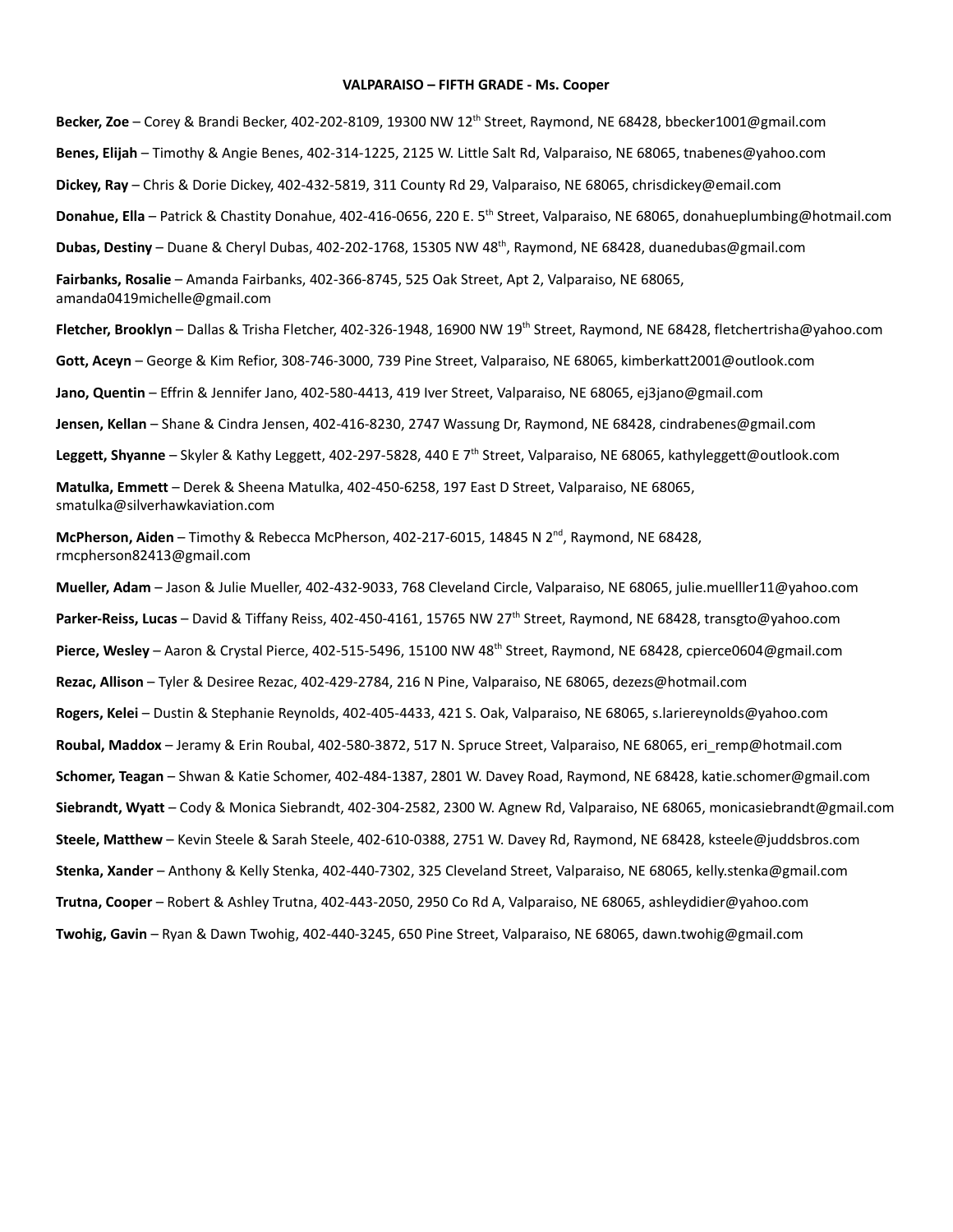**VALPARAISO – FIFTH GRADE - Ms. Cooper**

**Becker, Zoe** – Corey & Brandi Becker, 402-202-8109, 19300 NW 12th Street, Raymond, NE 68428, bbecker1001@gmail.com

**Benes, Elijah** – Timothy & Angie Benes, 402-314-1225, 2125 W. Little Salt Rd, Valparaiso, NE 68065, tnabenes@yahoo.com

**Dickey, Ray** – Chris & Dorie Dickey, 402-432-5819, 311 County Rd 29, Valparaiso, NE 68065, chrisdickey@email.com

**Donahue, Ella** – Patrick & Chastity Donahue, 402-416-0656, 220 E. 5th Street, Valparaiso, NE 68065, donahueplumbing@hotmail.com

**Dubas, Destiny** – Duane & Cheryl Dubas, 402-202-1768, 15305 NW 48th, Raymond, NE 68428, duanedubas@gmail.com

**Fairbanks, Rosalie** – Amanda Fairbanks, 402-366-8745, 525 Oak Street, Apt 2, Valparaiso, NE 68065, amanda0419michelle@gmail.com

**Fletcher, Brooklyn** – Dallas & Trisha Fletcher, 402-326-1948, 16900 NW 19th Street, Raymond, NE 68428, fletchertrisha@yahoo.com

**Gott, Aceyn** – George & Kim Refior, 308-746-3000, 739 Pine Street, Valparaiso, NE 68065, kimberkatt2001@outlook.com

**Jano, Quentin** – Effrin & Jennifer Jano, 402-580-4413, 419 Iver Street, Valparaiso, NE 68065, ej3jano@gmail.com

**Jensen, Kellan** – Shane & Cindra Jensen, 402-416-8230, 2747 Wassung Dr, Raymond, NE 68428, cindrabenes@gmail.com

**Leggett, Shyanne** – Skyler & Kathy Leggett, 402-297-5828, 440 E 7th Street, Valparaiso, NE 68065, kathyleggett@outlook.com

**Matulka, Emmett** – Derek & Sheena Matulka, 402-450-6258, 197 East D Street, Valparaiso, NE 68065, smatulka@silverhawkaviation.com

**McPherson, Aiden** – Timothy & Rebecca McPherson, 402-217-6015, 14845 N 2nd, Raymond, NE 68428, rmcpherson82413@gmail.com

**Mueller, Adam** – Jason & Julie Mueller, 402-432-9033, 768 Cleveland Circle, Valparaiso, NE 68065, julie.muellller11@yahoo.com

**Parker-Reiss, Lucas** – David & Tiffany Reiss, 402-450-4161, 15765 NW 27th Street, Raymond, NE 68428, transgto@yahoo.com

**Pierce, Wesley** – Aaron & Crystal Pierce, 402-515-5496, 15100 NW 48th Street, Raymond, NE 68428, cpierce0604@gmail.com

**Rezac, Allison** – Tyler & Desiree Rezac, 402-429-2784, 216 N Pine, Valparaiso, NE 68065, dezezs@hotmail.com

**Rogers, Kelei** – Dustin & Stephanie Reynolds, 402-405-4433, 421 S. Oak, Valparaiso, NE 68065, s.lariereynolds@yahoo.com

**Roubal, Maddox** – Jeramy & Erin Roubal, 402-580-3872, 517 N. Spruce Street, Valparaiso, NE 68065, eri_remp@hotmail.com

**Schomer, Teagan** – Shwan & Katie Schomer, 402-484-1387, 2801 W. Davey Road, Raymond, NE 68428, katie.schomer@gmail.com

**Siebrandt, Wyatt** – Cody & Monica Siebrandt, 402-304-2582, 2300 W. Agnew Rd, Valparaiso, NE 68065, monicasiebrandt@gmail.com

**Steele, Matthew** – Kevin Steele & Sarah Steele, 402-610-0388, 2751 W. Davey Rd, Raymond, NE 68428, ksteele@juddsbros.com

**Stenka, Xander** – Anthony & Kelly Stenka, 402-440-7302, 325 Cleveland Street, Valparaiso, NE 68065, kelly.stenka@gmail.com

**Trutna, Cooper** – Robert & Ashley Trutna, 402-443-2050, 2950 Co Rd A, Valparaiso, NE 68065, ashleydidier@yahoo.com

**Twohig, Gavin** – Ryan & Dawn Twohig, 402-440-3245, 650 Pine Street, Valparaiso, NE 68065, dawn.twohig@gmail.com